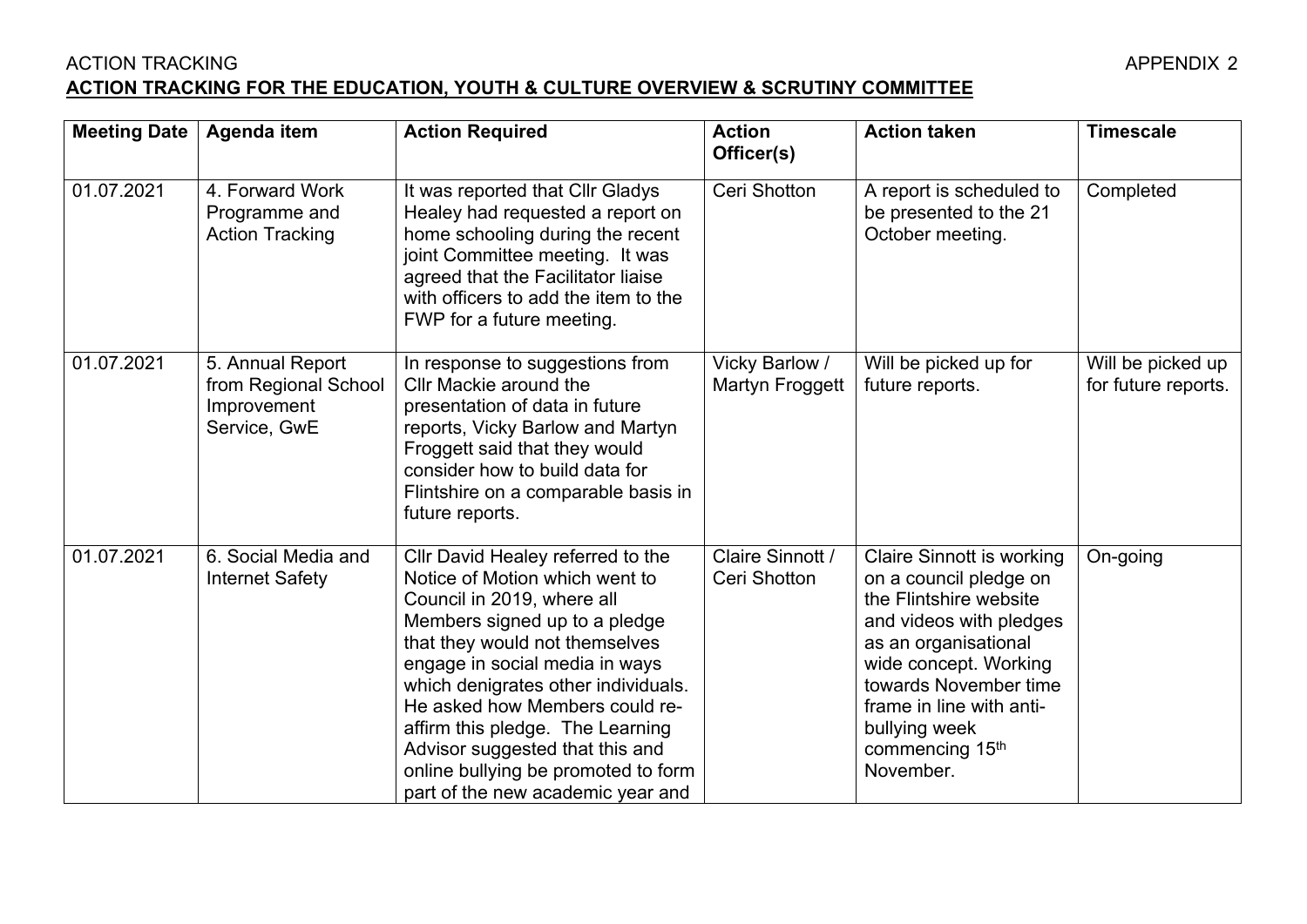ACTION TRACKING APPENDIX 2

**ACTION TRACKING FOR THE EDUCATION, YOUTH & CULTURE OVERVIEW & SCRUTINY COMMITTEE**

| Meeting Date | Agenda item | Action Required | Action Officer(s) | Action taken | Timescale |
|---|---|---|---|---|---|
| 01.07.2021 | 4. Forward Work Programme and Action Tracking | It was reported that Cllr Gladys Healey had requested a report on home schooling during the recent joint Committee meeting. It was agreed that the Facilitator liaise with officers to add the item to the FWP for a future meeting. | Ceri Shotton | A report is scheduled to be presented to the 21 October meeting. | Completed |
| 01.07.2021 | 5. Annual Report from Regional School Improvement Service, GwE | In response to suggestions from Cllr Mackie around the presentation of data in future reports, Vicky Barlow and Martyn Froggett said that they would consider how to build data for Flintshire on a comparable basis in future reports. | Vicky Barlow / Martyn Froggett | Will be picked up for future reports. | Will be picked up for future reports. |
| 01.07.2021 | 6. Social Media and Internet Safety | Cllr David Healey referred to the Notice of Motion which went to Council in 2019, where all Members signed up to a pledge that they would not themselves engage in social media in ways which denigrates other individuals. He asked how Members could re-affirm this pledge. The Learning Advisor suggested that this and online bullying be promoted to form part of the new academic year and | Claire Sinnott / Ceri Shotton | Claire Sinnott is working on a council pledge on the Flintshire website and videos with pledges as an organisational wide concept. Working towards November time frame in line with anti-bullying week commencing 15th November. | On-going |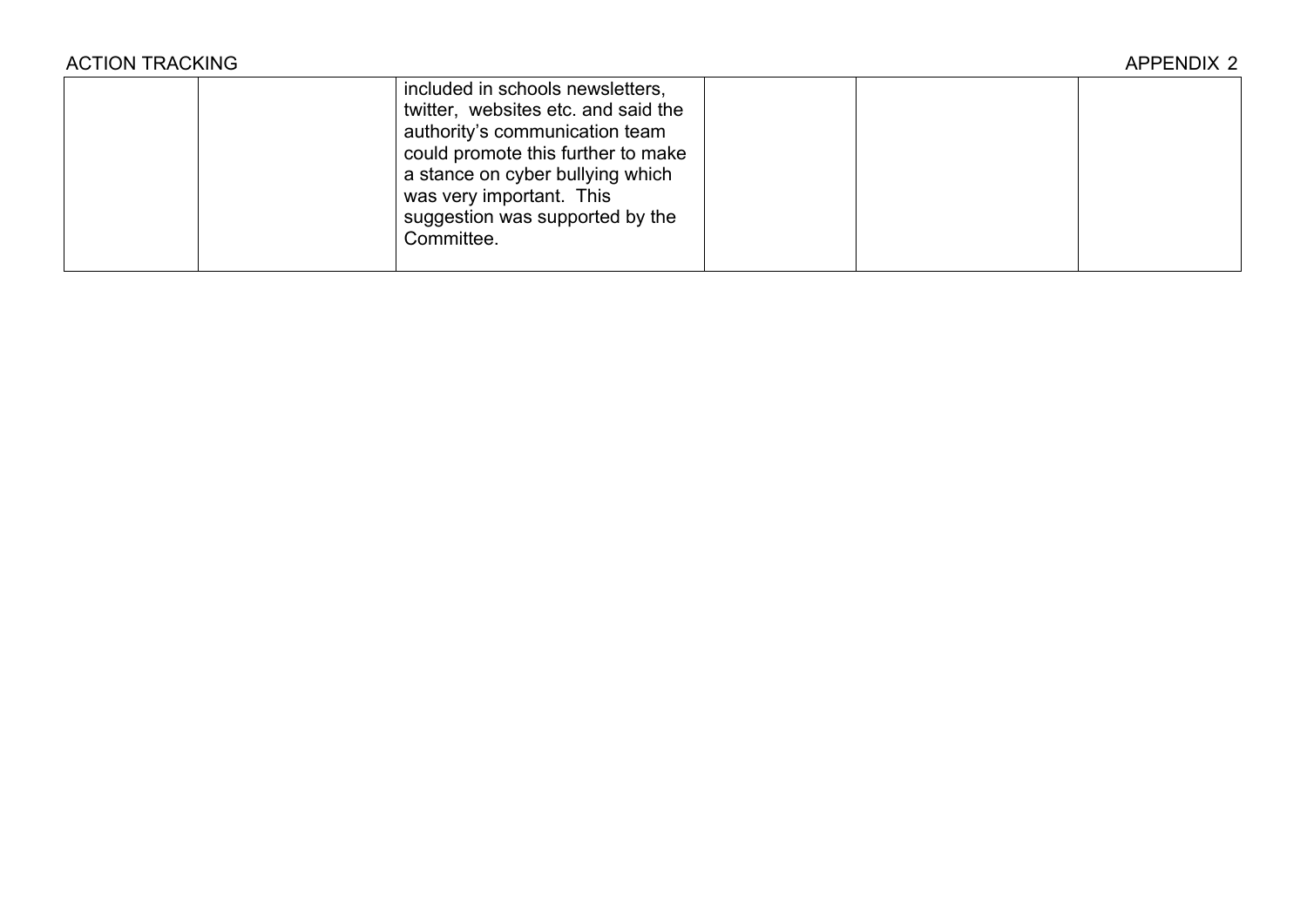| | | | | | |
|---|---|---|---|---|---|
| | | included in schools newsletters, twitter, websites etc. and said the authority's communication team could promote this further to make a stance on cyber bullying which was very important. This suggestion was supported by the Committee. | | | |